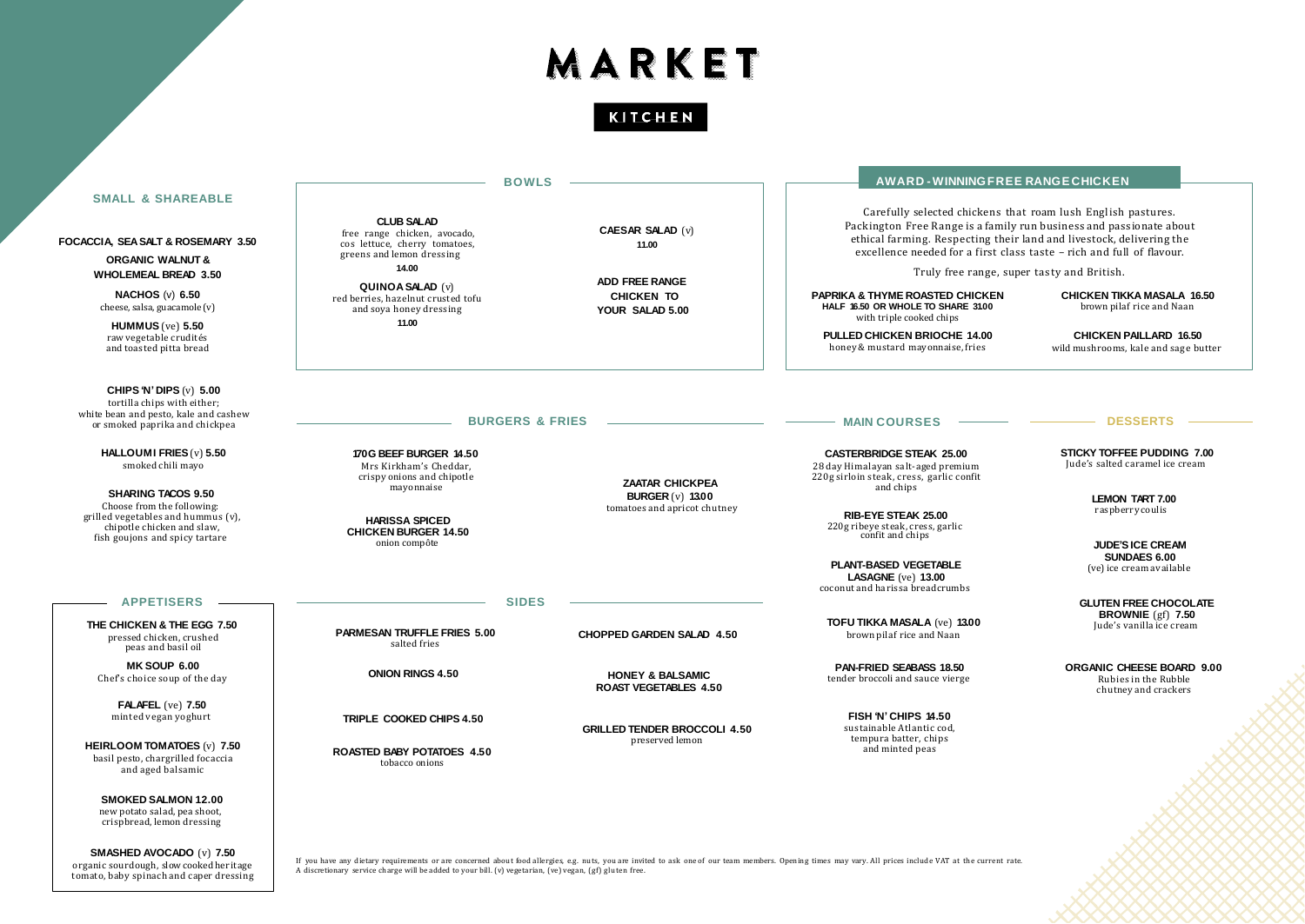# MARKET

KITCHEN

## SMALL & SHAREABLE

**FOCACCIA, SEA SALT & ROSEMARY 3.50**

**ORGANIC WALNUT & WHOLEMEAL BREAD 3.50**

**NACHOS** (v) **6.50**
cheese, salsa, guacamole (v)

**HUMMUS** (ve) **5.50**
raw vegetable crudités and toasted pitta bread

**CHIPS 'N' DIPS** (v) **5.00**
tortilla chips with either; white bean and pesto, kale and cashew or smoked paprika and chickpea

**HALLOUMI FRIES** (v) **5.50**
smoked chili mayo

**SHARING TACOS 9.50**
Choose from the following: grilled vegetables and hummus (v), chipotle chicken and slaw, fish goujons and spicy tartare

## APPETISERS

**THE CHICKEN & THE EGG 7.50**
pressed chicken, crushed peas and basil oil

**MK SOUP 6.00**
Chef's choice soup of the day

**FALAFEL** (ve) **7.50**
minted vegan yoghurt

**HEIRLOOM TOMATOES** (v) **7.50**
basil pesto, chargrilled focaccia and aged balsamic

**SMOKED SALMON 12.00**
new potato salad, pea shoot, crispbread, lemon dressing

**SMASHED AVOCADO** (v) **7.50**
organic sourdough, slow cooked heritage tomato, baby spinach and caper dressing

## BOWLS

**CLUB SALAD**
free range chicken, avocado, cos lettuce, cherry tomatoes, greens and lemon dressing
**14.00**

**QUINOA SALAD** (v)
red berries, hazelnut crusted tofu and soya honey dressing
**11.00**

**CAESAR SALAD** (v)
**11.00**

**ADD FREE RANGE CHICKEN TO YOUR SALAD 5.00**

## BURGERS & FRIES

**170G BEEF BURGER 14.50**
Mrs Kirkham's Cheddar, crispy onions and chipotle mayonnaise

**HARISSA SPICED CHICKEN BURGER 14.50**
onion compôte

**ZAATAR CHICKPEA BURGER** (v) **13.00**
tomatoes and apricot chutney

## SIDES

**PARMESAN TRUFFLE FRIES 5.00**
salted fries

**ONION RINGS 4.50**

**TRIPLE COOKED CHIPS 4.50**

**ROASTED BABY POTATOES 4.50**
tobacco onions

**CHOPPED GARDEN SALAD 4.50**

**HONEY & BALSAMIC ROAST VEGETABLES 4.50**

**GRILLED TENDER BROCCOLI 4.50**
preserved lemon

## AWARD-WINNING FREE RANGE CHICKEN

Carefully selected chickens that roam lush English pastures. Packington Free Range is a family run business and passionate about ethical farming. Respecting their land and livestock, delivering the excellence needed for a first class taste – rich and full of flavour.

Truly free range, super tasty and British.

**PAPRIKA & THYME ROASTED CHICKEN**
**HALF 16.50 OR WHOLE TO SHARE 31.00**
with triple cooked chips

**PULLED CHICKEN BRIOCHE 14.00**
honey & mustard mayonnaise, fries

**CHICKEN TIKKA MASALA 16.50**
brown pilaf rice and Naan

**CHICKEN PAILLARD 16.50**
wild mushrooms, kale and sage butter

## MAIN COURSES

**CASTERBRIDGE STEAK 25.00**
28 day Himalayan salt-aged premium 220g sirloin steak, cress, garlic confit and chips

**RIB-EYE STEAK 25.00**
220g ribeye steak, cress, garlic confit and chips

**PLANT-BASED VEGETABLE LASAGNE** (ve) **13.00**
coconut and harissa breadcrumbs

**TOFU TIKKA MASALA** (ve) **13.00**
brown pilaf rice and Naan

**PAN-FRIED SEABASS 18.50**
tender broccoli and sauce vierge

**FISH 'N' CHIPS 14.50**
sustainable Atlantic cod, tempura batter, chips and minted peas

## DESSERTS

**STICKY TOFFEE PUDDING 7.00**
Jude's salted caramel ice cream

**LEMON TART 7.00**
raspberry coulis

**JUDE'S ICE CREAM SUNDAES 6.00**
(ve) ice cream available

**GLUTEN FREE CHOCOLATE BROWNIE** (gf) **7.50**
Jude's vanilla ice cream

**ORGANIC CHEESE BOARD 9.00**
Rubies in the Rubble chutney and crackers

If you have any dietary requirements or are concerned about food allergies, e.g. nuts, you are invited to ask one of our team members. Opening times may vary. All prices include VAT at the current rate. A discretionary service charge will be added to your bill. (v) vegetarian, (ve) vegan, (gf) gluten free.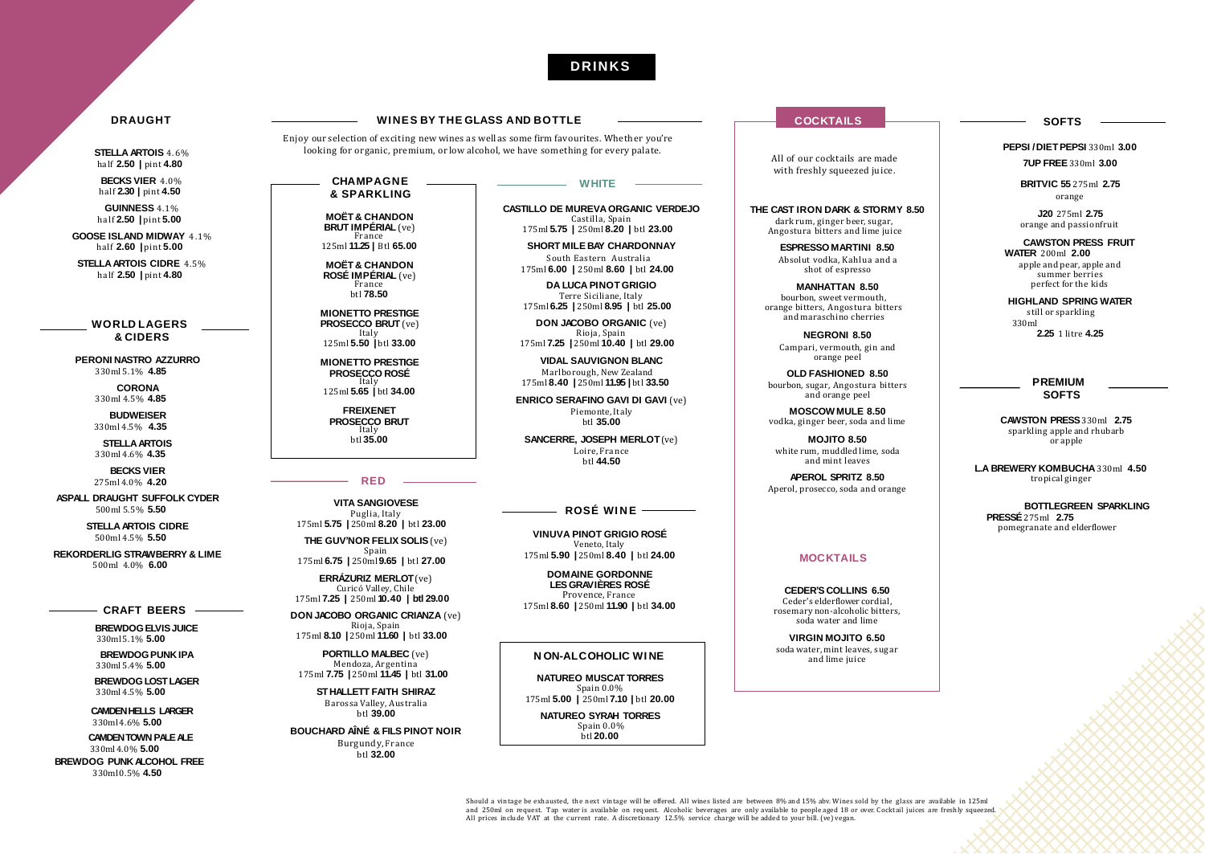# DRINKS

## DRAUGHT

**STELLA ARTOIS** 4.6%
half **2.50** | pint **4.80**

**BECKS VIER** 4.0%
half **2.30** | pint **4.50**

**GUINNESS** 4.1%
half **2.50** | pint **5.00**

**GOOSE ISLAND MIDWAY** 4.1%
half **2.60** | pint **5.00**

**STELLA ARTOIS CIDRE** 4.5%
half **2.50** | pint **4.80**

## WORLD LAGERS & CIDERS

**PERONI NASTRO AZZURRO**
330ml 5.1% **4.85**

**CORONA**
330ml 4.5% **4.85**

**BUDWEISER**
330ml 4.5% **4.35**

**STELLA ARTOIS**
330ml 4.6% **4.35**

**BECKS VIER**
275ml 4.0% **4.20**

**ASPALL DRAUGHT SUFFOLK CYDER**
500ml 5.5% **5.50**

**STELLA ARTOIS CIDRE**
500ml 4.5% **5.50**

**REKORDERLIG STRAWBERRY & LIME**
500ml 4.0% **6.00**

## CRAFT BEERS

**BREWDOG ELVIS JUICE**
330ml 5.1% **5.00**

**BREWDOG PUNK IPA**
330ml 5.4% **5.00**

**BREWDOG LOST LAGER**
330ml 4.5% **5.00**

**CAMDEN HELLS LARGER**
330ml 4.6% **5.00**

**CAMDEN TOWN PALE ALE**
330ml 4.0% **5.00**

**BREWDOG PUNK ALCOHOL FREE**
330ml 0.5% **4.50**

## WINES BY THE GLASS AND BOTTLE

Enjoy our selection of exciting new wines as well as some firm favourites. Whether you're looking for organic, premium, or low alcohol, we have something for every palate.

### CHAMPAGNE & SPARKLING

**MOËT & CHANDON BRUT IMPÉRIAL** (ve)
France
125ml **11.25** | Btl **65.00**

**MOËT & CHANDON ROSÉ IMPÉRIAL** (ve)
France
btl **78.50**

**MIONETTO PRESTIGE PROSECCO BRUT** (ve)
Italy
125ml **5.50** | btl **33.00**

**MIONETTO PRESTIGE PROSECCO ROSÉ**
Italy
125ml **5.65** | btl **34.00**

**FREIXENET PROSECCO BRUT**
Italy
btl **35.00**

### WHITE

**CASTILLO DE MUREVA ORGANIC VERDEJO**
Castilla, Spain
175ml **5.75** | 250ml **8.20** | btl **23.00**

**SHORT MILE BAY CHARDONNAY**
South Eastern Australia
175ml **6.00** | 250ml **8.60** | btl **24.00**

**DA LUCA PINOT GRIGIO**
Terre Siciliane, Italy
175ml **6.25** | 250ml **8.95** | btl **25.00**

**DON JACOBO ORGANIC** (ve)
Rioja, Spain
175ml **7.25** | 250ml **10.40** | btl **29.00**

**VIDAL SAUVIGNON BLANC**
Marlborough, New Zealand
175ml **8.40** | 250ml **11.95** | btl **33.50**

**ENRICO SERAFINO GAVI DI GAVI** (ve)
Piemonte, Italy
btl **35.00**

**SANCERRE, JOSEPH MERLOT** (ve)
Loire, France
btl **44.50**

### RED

**VITA SANGIOVESE**
Puglia, Italy
175ml **5.75** | 250ml **8.20** | btl **23.00**

**THE GUV'NOR FELIX SOLIS** (ve)
Spain
175ml **6.75** | 250ml **9.65** | btl **27.00**

**ERRÁZURIZ MERLOT** (ve)
Curicó Valley, Chile
175ml **7.25** | 250ml **10.40** | **btl 29.00**

**DON JACOBO ORGANIC CRIANZA** (ve)
Rioja, Spain
175ml **8.10** | 250ml **11.60** | btl **33.00**

**PORTILLO MALBEC** (ve)
Mendoza, Argentina
175ml **7.75** | 250ml **11.45** | btl **31.00**

**ST HALLETT FAITH SHIRAZ**
Barossa Valley, Australia
btl **39.00**

**BOUCHARD AÎNÉ & FILS PINOT NOIR**
Burgundy, France
btl **32.00**

### ROSÉ WINE

**VINUVA PINOT GRIGIO ROSÉ**
Veneto, Italy
175ml **5.90** | 250ml **8.40** | btl **24.00**

**DOMAINE GORDONNE LES GRAVIÈRES ROSÉ**
Provence, France
175ml **8.60** | 250ml **11.90** | btl **34.00**

### NON-ALCOHOLIC WINE

**NATUREO MUSCAT TORRES**
Spain 0.0%
175ml **5.00** | 250ml **7.10** | btl **20.00**

**NATUREO SYRAH TORRES**
Spain 0.0%
btl **20.00**

## COCKTAILS

All of our cocktails are made with freshly squeezed juice.

**THE CAST IRON DARK & STORMY 8.50**
dark rum, ginger beer, sugar, Angostura bitters and lime juice

**ESPRESSO MARTINI 8.50**
Absolut vodka, Kahlua and a shot of espresso

**MANHATTAN 8.50**
bourbon, sweet vermouth, orange bitters, Angostura bitters and maraschino cherries

**NEGRONI 8.50**
Campari, vermouth, gin and orange peel

**OLD FASHIONED 8.50**
bourbon, sugar, Angostura bitters and orange peel

**MOSCOW MULE 8.50**
vodka, ginger beer, soda and lime

**MOJITO 8.50**
white rum, muddled lime, soda and mint leaves

**APEROL SPRITZ 8.50**
Aperol, prosecco, soda and orange

## MOCKTAILS

**CEDER'S COLLINS 6.50**
Ceder's elderflower cordial, rosemary non-alcoholic bitters, soda water and lime

**VIRGIN MOJITO 6.50**
soda water, mint leaves, sugar and lime juice

## SOFTS

**PEPSI / DIET PEPSI** 330ml **3.00**

**7UP FREE** 330ml **3.00**

**BRITVIC 55** 275ml **2.75**
orange

**J20** 275ml **2.75**
orange and passionfruit

**CAWSTON PRESS FRUIT WATER** 200ml **2.00**
apple and pear, apple and summer berries
perfect for the kids

**HIGHLAND SPRING WATER**
still or sparkling
330ml **2.25** 1 litre **4.25**

## PREMIUM SOFTS

**CAWSTON PRESS** 330ml **2.75**
sparkling apple and rhubarb or apple

**L.A BREWERY KOMBUCHA** 330ml **4.50**
tropical ginger

**BOTTLEGREEN SPARKLING PRESSÉ** 275ml **2.75**
pomegranate and elderflower

Should a vintage be exhausted, the next vintage will be offered. All wines listed are between 8% and 15% abv. Wines sold by the glass are available in 125ml and 250ml on request. Tap water is available on request. Alcoholic beverages are only available to people aged 18 or over. Cocktail juices are freshly squeezed. All prices include VAT at the current rate. A discretionary 12.5% service charge will be added to your bill. (ve) vegan.